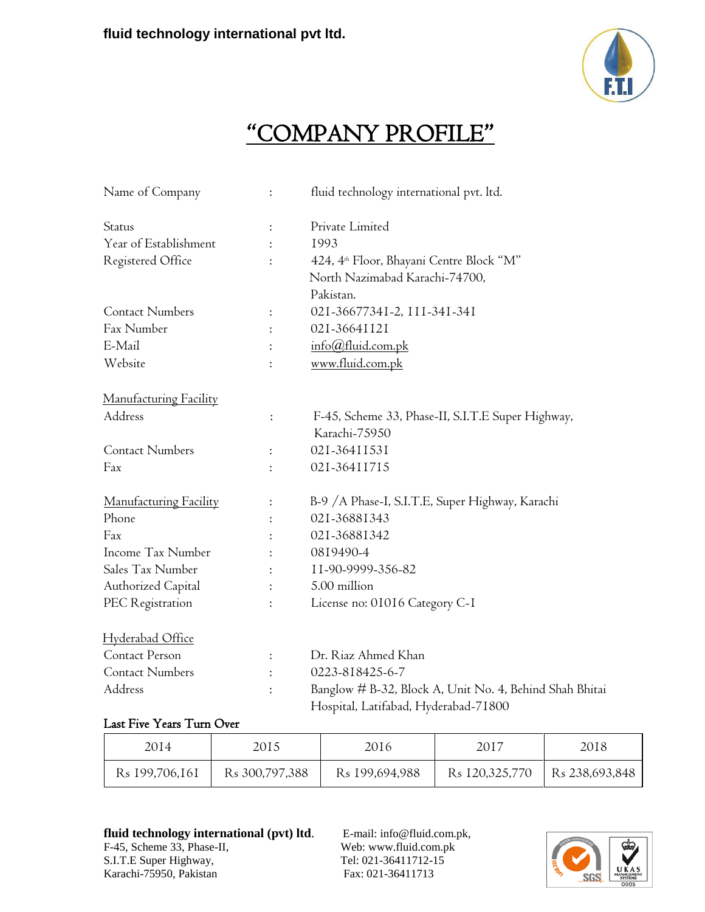**fluid technology international pvt ltd.**

# "COMPANY PROFILE"

Name of Company : fluid technology international pvt. ltd.

Status : Private Limited
Year of Establishment : 1993
Registered Office : 424, 4th Floor, Bhayani Centre Block "M"
North Nazimabad Karachi-74700,
Pakistan.
Contact Numbers : 021-36677341-2, 111-341-341
Fax Number : 021-36641121
E-Mail : info@fluid.com.pk
Website : www.fluid.com.pk

Manufacturing Facility
Address : F-45, Scheme 33, Phase-II, S.I.T.E Super Highway,
Karachi-75950
Contact Numbers : 021-36411531
Fax : 021-36411715

Manufacturing Facility : B-9 /A Phase-I, S.I.T.E, Super Highway, Karachi
Phone : 021-36881343
Fax : 021-36881342
Income Tax Number : 0819490-4
Sales Tax Number : 11-90-9999-356-82
Authorized Capital : 5.00 million
PEC Registration : License no: 01016 Category C-1

Hyderabad Office
Contact Person : Dr. Riaz Ahmed Khan
Contact Numbers : 0223-818425-6-7
Address : Banglow # B-32, Block A, Unit No. 4, Behind Shah Bhitai
Hospital, Latifabad, Hyderabad-71800

**Last Five Years Turn Over**

| 2014 | 2015 | 2016 | 2017 | 2018 |
|---|---|---|---|---|
| Rs 199,706,161 | Rs 300,797,388 | Rs 199,694,988 | Rs 120,325,770 | Rs 238,693,848 |

**fluid technology international (pvt) ltd.**
F-45, Scheme 33, Phase-II,
S.I.T.E Super Highway,
Karachi-75950, Pakistan

E-mail: info@fluid.com.pk,
Web: www.fluid.com.pk
Tel: 021-36411712-15
Fax: 021-36411713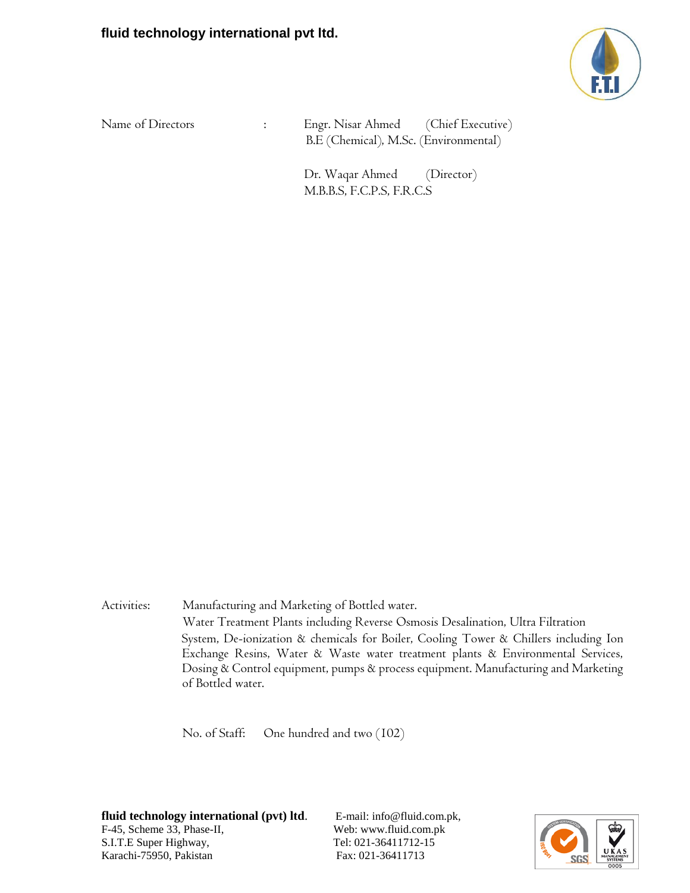Name of Directors : Engr. Nisar Ahmed (Chief Executive)
B.E (Chemical), M.Sc. (Environmental)

Dr. Waqar Ahmed (Director)
M.B.B.S, F.C.P.S, F.R.C.S

Activities: Manufacturing and Marketing of Bottled water.
Water Treatment Plants including Reverse Osmosis Desalination, Ultra Filtration System, De-ionization & chemicals for Boiler, Cooling Tower & Chillers including Ion Exchange Resins, Water & Waste water treatment plants & Environmental Services, Dosing & Control equipment, pumps & process equipment. Manufacturing and Marketing of Bottled water.

No. of Staff: One hundred and two (102)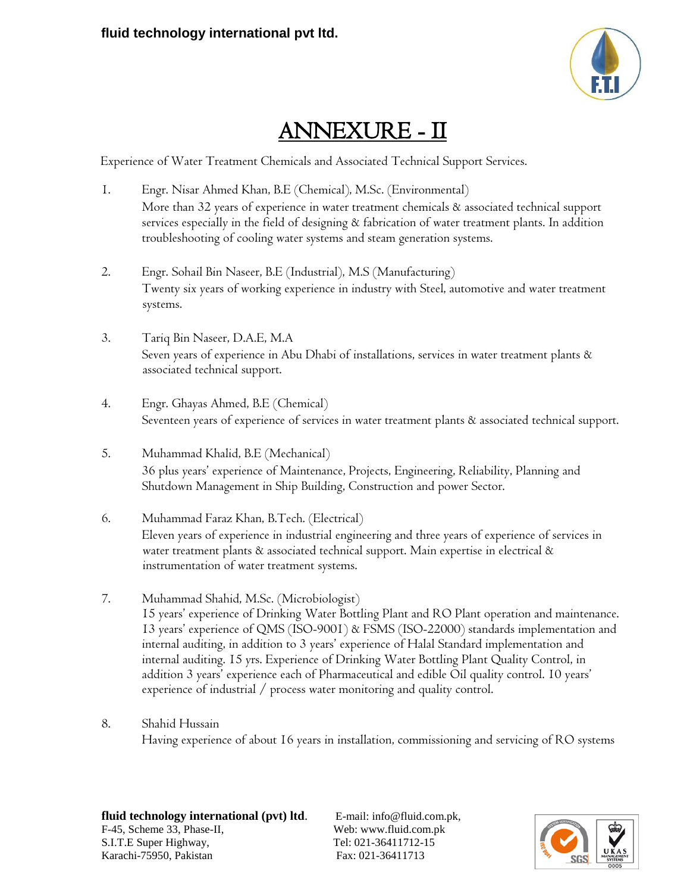# ANNEXURE - II

Experience of Water Treatment Chemicals and Associated Technical Support Services.

1. Engr. Nisar Ahmed Khan, B.E (Chemical), M.Sc. (Environmental)
   More than 32 years of experience in water treatment chemicals & associated technical support services especially in the field of designing & fabrication of water treatment plants. In addition troubleshooting of cooling water systems and steam generation systems.

2. Engr. Sohail Bin Naseer, B.E (Industrial), M.S (Manufacturing)
   Twenty six years of working experience in industry with Steel, automotive and water treatment systems.

3. Tariq Bin Naseer, D.A.E, M.A
   Seven years of experience in Abu Dhabi of installations, services in water treatment plants & associated technical support.

4. Engr. Ghayas Ahmed, B.E (Chemical)
   Seventeen years of experience of services in water treatment plants & associated technical support.

5. Muhammad Khalid, B.E (Mechanical)
   36 plus years' experience of Maintenance, Projects, Engineering, Reliability, Planning and Shutdown Management in Ship Building, Construction and power Sector.

6. Muhammad Faraz Khan, B.Tech. (Electrical)
   Eleven years of experience in industrial engineering and three years of experience of services in water treatment plants & associated technical support. Main expertise in electrical & instrumentation of water treatment systems.

7. Muhammad Shahid, M.Sc. (Microbiologist)
   15 years' experience of Drinking Water Bottling Plant and RO Plant operation and maintenance. 13 years' experience of QMS (ISO-9001) & FSMS (ISO-22000) standards implementation and internal auditing, in addition to 3 years' experience of Halal Standard implementation and internal auditing. 15 yrs. Experience of Drinking Water Bottling Plant Quality Control, in addition 3 years' experience each of Pharmaceutical and edible Oil quality control. 10 years' experience of industrial / process water monitoring and quality control.

8. Shahid Hussain
   Having experience of about 16 years in installation, commissioning and servicing of RO systems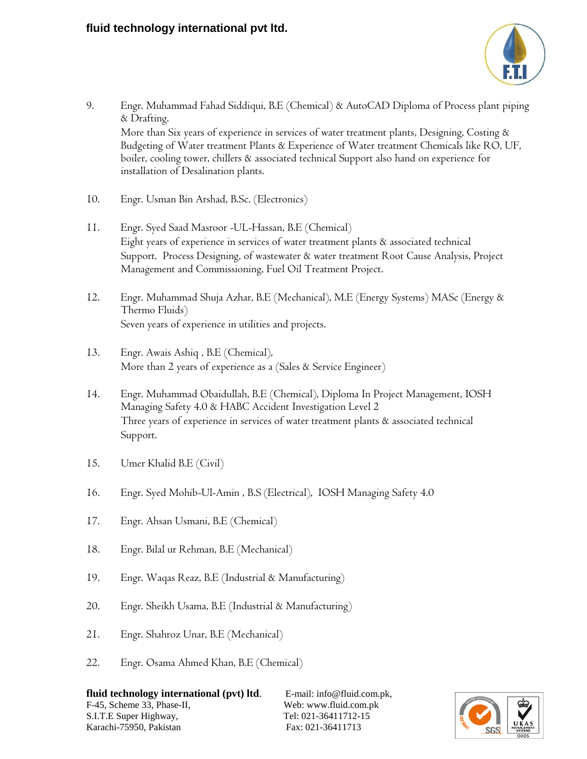9. Engr. Muhammad Fahad Siddiqui, B.E (Chemical) & AutoCAD Diploma of Process plant piping & Drafting.
   More than Six years of experience in services of water treatment plants, Designing, Costing & Budgeting of Water treatment Plants & Experience of Water treatment Chemicals like RO, UF, boiler, cooling tower, chillers & associated technical Support also hand on experience for installation of Desalination plants.

10. Engr. Usman Bin Arshad, B.Sc. (Electronics)

11. Engr. Syed Saad Masroor -UL-Hassan, B.E (Chemical)
    Eight years of experience in services of water treatment plants & associated technical Support. Process Designing, of wastewater & water treatment Root Cause Analysis, Project Management and Commissioning, Fuel Oil Treatment Project.

12. Engr. Muhammad Shuja Azhar, B.E (Mechanical), M.E (Energy Systems) MASc (Energy & Thermo Fluids)
    Seven years of experience in utilities and projects.

13. Engr. Awais Ashiq , B.E (Chemical),
    More than 2 years of experience as a (Sales & Service Engineer)

14. Engr. Muhammad Obaidullah, B.E (Chemical), Diploma In Project Management, IOSH Managing Safety 4.0 & HABC Accident Investigation Level 2
    Three years of experience in services of water treatment plants & associated technical Support.

15. Umer Khalid B.E (Civil)

16. Engr. Syed Mohib-Ul-Amin , B.S (Electrical), IOSH Managing Safety 4.0

17. Engr. Ahsan Usmani, B.E (Chemical)

18. Engr. Bilal ur Rehman, B.E (Mechanical)

19. Engr. Waqas Reaz, B.E (Industrial & Manufacturing)

20. Engr. Sheikh Usama, B.E (Industrial & Manufacturing)

21. Engr. Shahroz Unar, B.E (Mechanical)

22. Engr. Osama Ahmed Khan, B.E (Chemical)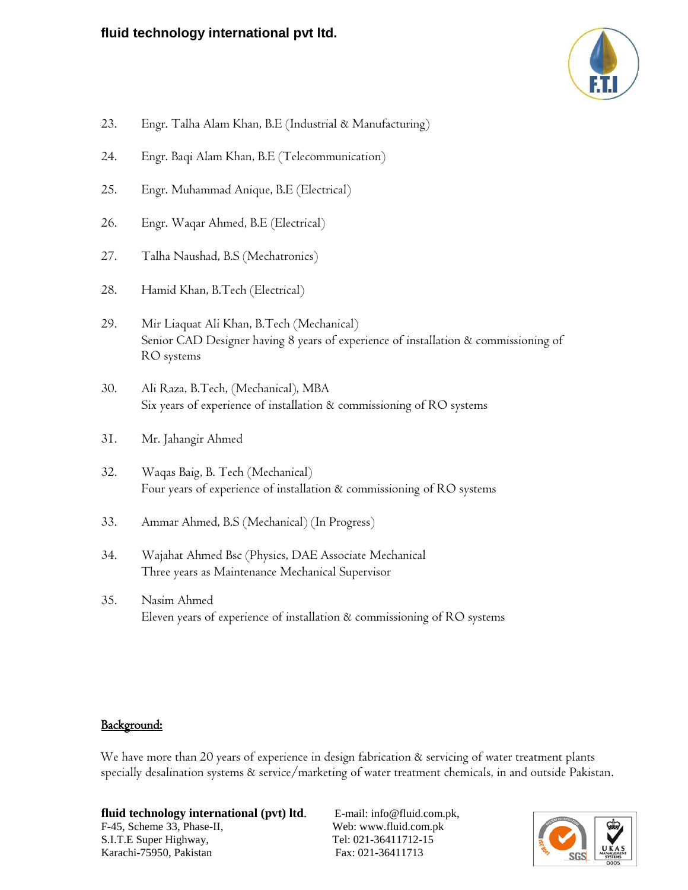23. Engr. Talha Alam Khan, B.E (Industrial & Manufacturing)

24. Engr. Baqi Alam Khan, B.E (Telecommunication)

25. Engr. Muhammad Anique, B.E (Electrical)

26. Engr. Waqar Ahmed, B.E (Electrical)

27. Talha Naushad, B.S (Mechatronics)

28. Hamid Khan, B.Tech (Electrical)

29. Mir Liaquat Ali Khan, B.Tech (Mechanical)
    Senior CAD Designer having 8 years of experience of installation & commissioning of RO systems

30. Ali Raza, B.Tech, (Mechanical), MBA
    Six years of experience of installation & commissioning of RO systems

31. Mr. Jahangir Ahmed

32. Waqas Baig, B. Tech (Mechanical)
    Four years of experience of installation & commissioning of RO systems

33. Ammar Ahmed, B.S (Mechanical) (In Progress)

34. Wajahat Ahmed Bsc (Physics, DAE Associate Mechanical
    Three years as Maintenance Mechanical Supervisor

35. Nasim Ahmed
    Eleven years of experience of installation & commissioning of RO systems

## Background:

We have more than 20 years of experience in design fabrication & servicing of water treatment plants specially desalination systems & service/marketing of water treatment chemicals, in and outside Pakistan.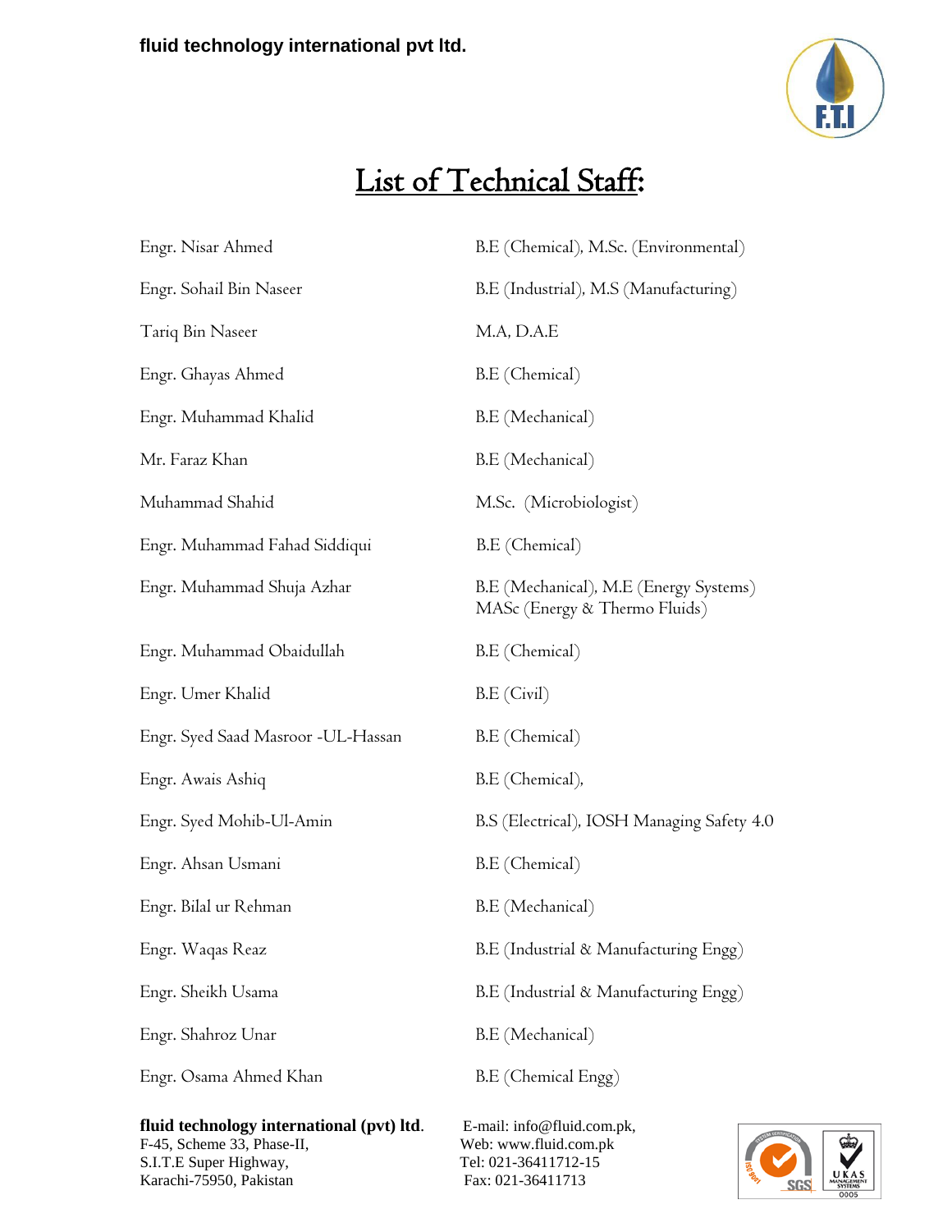# List of Technical Staff:

| Name | Qualification |
|---|---|
| Engr. Nisar Ahmed | B.E (Chemical), M.Sc. (Environmental) |
| Engr. Sohail Bin Naseer | B.E (Industrial), M.S (Manufacturing) |
| Tariq Bin Naseer | M.A, D.A.E |
| Engr. Ghayas Ahmed | B.E (Chemical) |
| Engr. Muhammad Khalid | B.E (Mechanical) |
| Mr. Faraz Khan | B.E (Mechanical) |
| Muhammad Shahid | M.Sc. (Microbiologist) |
| Engr. Muhammad Fahad Siddiqui | B.E (Chemical) |
| Engr. Muhammad Shuja Azhar | B.E (Mechanical), M.E (Energy Systems) MASc (Energy & Thermo Fluids) |
| Engr. Muhammad Obaidullah | B.E (Chemical) |
| Engr. Umer Khalid | B.E (Civil) |
| Engr. Syed Saad Masroor -UL-Hassan | B.E (Chemical) |
| Engr. Awais Ashiq | B.E (Chemical), |
| Engr. Syed Mohib-Ul-Amin | B.S (Electrical), IOSH Managing Safety 4.0 |
| Engr. Ahsan Usmani | B.E (Chemical) |
| Engr. Bilal ur Rehman | B.E (Mechanical) |
| Engr. Waqas Reaz | B.E (Industrial & Manufacturing Engg) |
| Engr. Sheikh Usama | B.E (Industrial & Manufacturing Engg) |
| Engr. Shahroz Unar | B.E (Mechanical) |
| Engr. Osama Ahmed Khan | B.E (Chemical Engg) |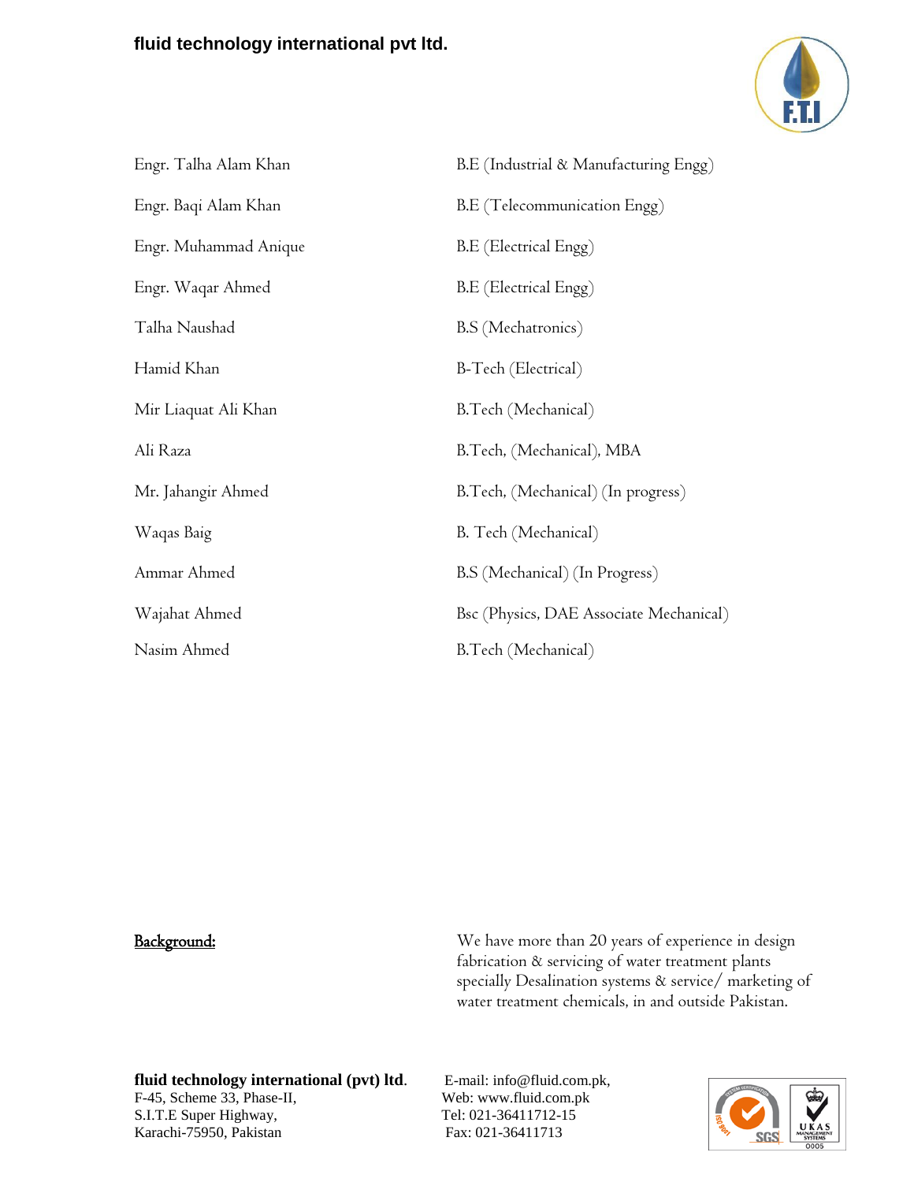| | |
|---|---|
| Engr. Talha Alam Khan | B.E (Industrial & Manufacturing Engg) |
| Engr. Baqi Alam Khan | B.E (Telecommunication Engg) |
| Engr. Muhammad Anique | B.E (Electrical Engg) |
| Engr. Waqar Ahmed | B.E (Electrical Engg) |
| Talha Naushad | B.S (Mechatronics) |
| Hamid Khan | B-Tech (Electrical) |
| Mir Liaquat Ali Khan | B.Tech (Mechanical) |
| Ali Raza | B.Tech, (Mechanical), MBA |
| Mr. Jahangir Ahmed | B.Tech, (Mechanical) (In progress) |
| Waqas Baig | B. Tech (Mechanical) |
| Ammar Ahmed | B.S (Mechanical) (In Progress) |
| Wajahat Ahmed | Bsc (Physics, DAE Associate Mechanical) |
| Nasim Ahmed | B.Tech (Mechanical) |

**Background:** We have more than 20 years of experience in design fabrication & servicing of water treatment plants specially Desalination systems & service/ marketing of water treatment chemicals, in and outside Pakistan.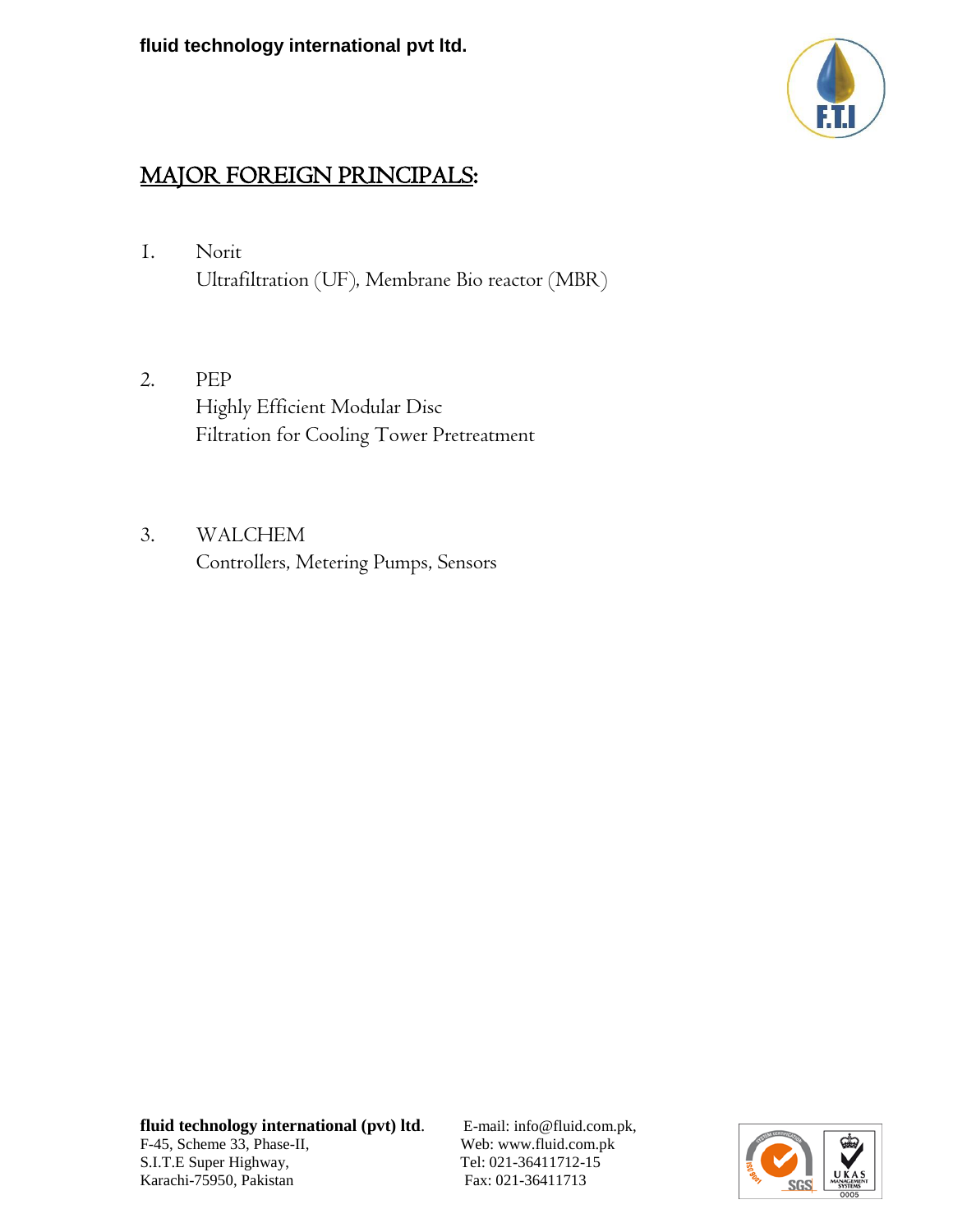## MAJOR FOREIGN PRINCIPALS:

1. Norit
   Ultrafiltration (UF), Membrane Bio reactor (MBR)

2. PEP
   Highly Efficient Modular Disc
   Filtration for Cooling Tower Pretreatment

3. WALCHEM
   Controllers, Metering Pumps, Sensors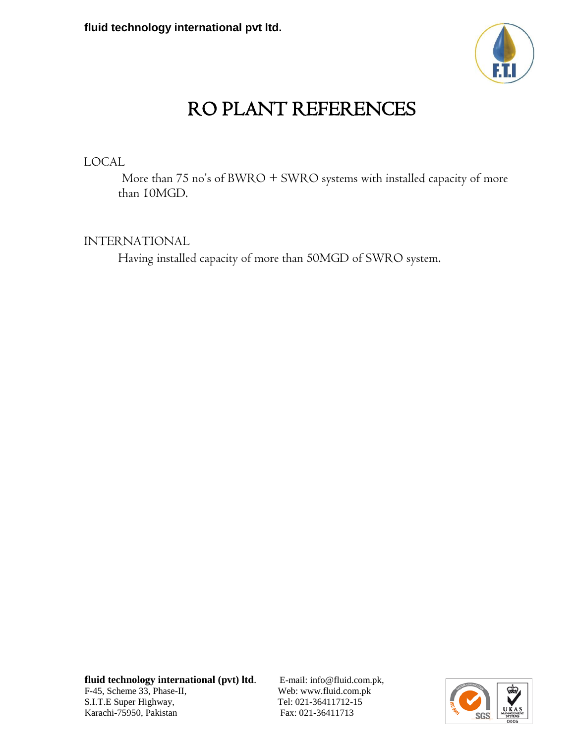# RO PLANT REFERENCES

LOCAL

More than 75 no's of BWRO + SWRO systems with installed capacity of more than 10MGD.

INTERNATIONAL

Having installed capacity of more than 50MGD of SWRO system.